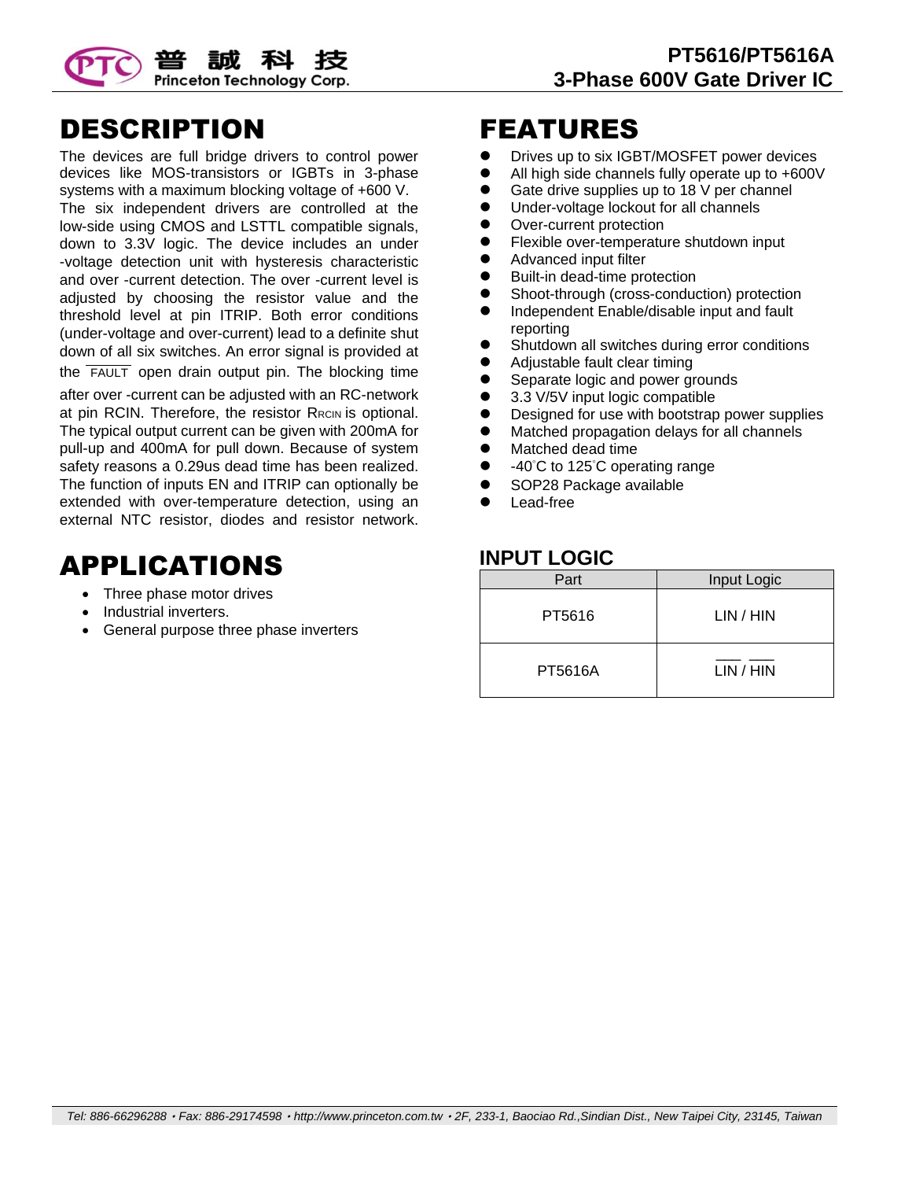# PT5616/PT5616A

# 3-Phase 600V Gate Driver IC

## DESCRIPTION

The devices are full bridge drivers to control power devices like MOS-transistors or IGBTs in 3-phase systems with a maximum blocking voltage of +600 V. The six independent drivers are controlled at the low-side using CMOS and LSTTL compatible signals, down to 3.3V logic. The device includes an under -voltage detection unit with hysteresis characteristic and over -current detection. The over -current level is adjusted by choosing the resistor value and the threshold level at pin ITRIP. Both error conditions (under-voltage and over-current) lead to a definite shut down of all six switches. An error signal is provided at the $\overline{\text{FAULT}}$ open drain output pin. The blocking time after over -current can be adjusted with an RC-network at pin RCIN. Therefore, the resistor $R_{RCIN}$ is optional. The typical output current can be given with 200mA for pull-up and 400mA for pull down. Because of system safety reasons a 0.29us dead time has been realized. The function of inputs EN and ITRIP can optionally be extended with over-temperature detection, using an external NTC resistor, diodes and resistor network.

## APPLICATIONS

- Three phase motor drives
- Industrial inverters.
- General purpose three phase inverters

## FEATURES

- Drives up to six IGBT/MOSFET power devices
- All high side channels fully operate up to +600V
- Gate drive supplies up to 18 V per channel
- Under-voltage lockout for all channels
- Over-current protection
- Flexible over-temperature shutdown input
- Advanced input filter
- Built-in dead-time protection
- Shoot-through (cross-conduction) protection
- Independent Enable/disable input and fault reporting
- Shutdown all switches during error conditions
- Adjustable fault clear timing
- Separate logic and power grounds
- 3.3 V/5V input logic compatible
- Designed for use with bootstrap power supplies
- Matched propagation delays for all channels
- Matched dead time
- -40°C to 125°C operating range
- SOP28 Package available
- Lead-free

### INPUT LOGIC

| Part | Input Logic |
|---|---|
| PT5616 | LIN / HIN |
| PT5616A | $\overline{\text{LIN}}$ / $\overline{\text{HIN}}$ |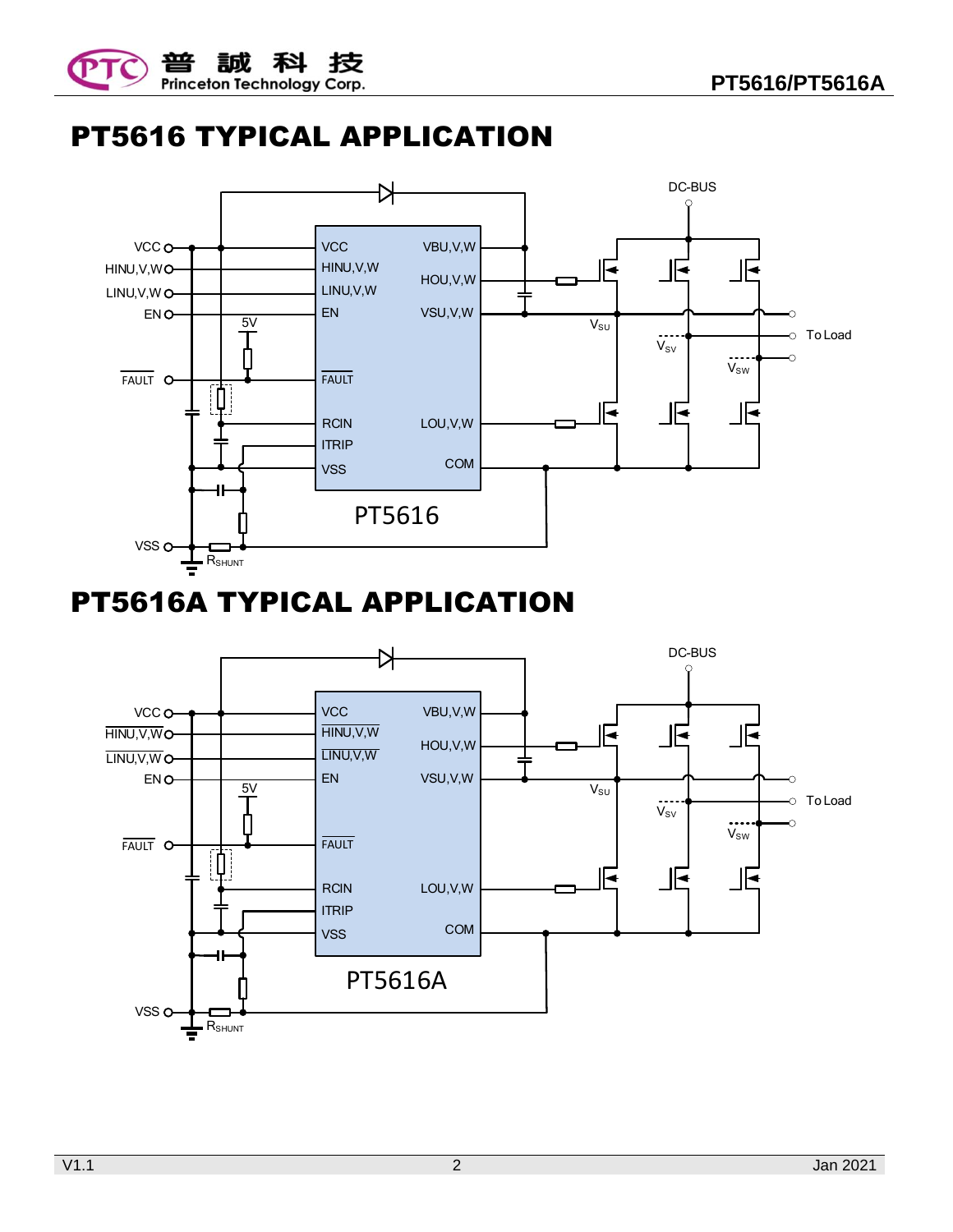# PT5616 TYPICAL APPLICATION

# PT5616A TYPICAL APPLICATION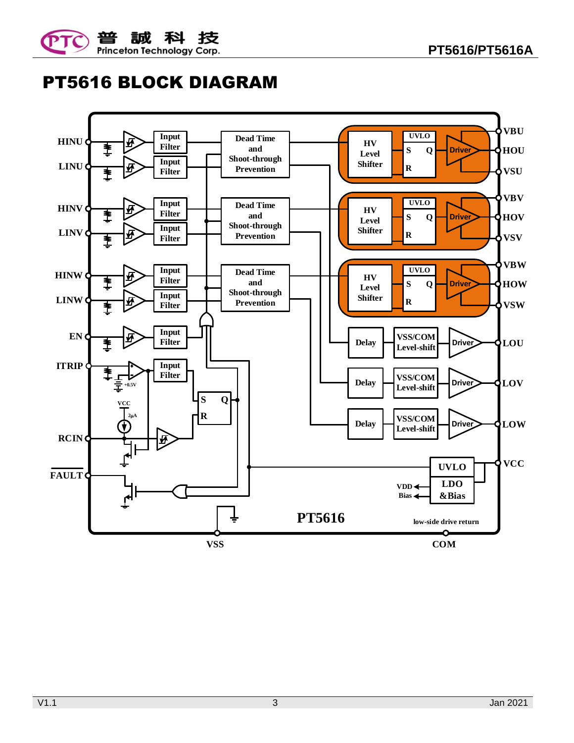# PT5616 BLOCK DIAGRAM

HINU
LINU
HINV
LINV
HINW
LINW
EN
ITRIP
RCIN
FAULT

Input Filter
Input Filter
Input Filter
Input Filter
Input Filter
Input Filter
Input Filter
Input Filter

Dead Time and Shoot-through Prevention
Dead Time and Shoot-through Prevention
Dead Time and Shoot-through Prevention

HV Level Shifter
UVLO
S Q
R
Driver

HV Level Shifter
UVLO
S Q
R
Driver

HV Level Shifter
UVLO
S Q
R
Driver

VBU
HOU
VSU
VBV
HOV
VSV
VBW
HOW
VSW

Delay
VSS/COM Level-shift
Driver
LOU

Delay
VSS/COM Level-shift
Driver
LOV

Delay
VSS/COM Level-shift
Driver
LOW

+0.5V
VCC
2μA
S Q
R

UVLO
LDO &Bias
VDD
Bias
VCC

PT5616
low-side drive return
VSS
COM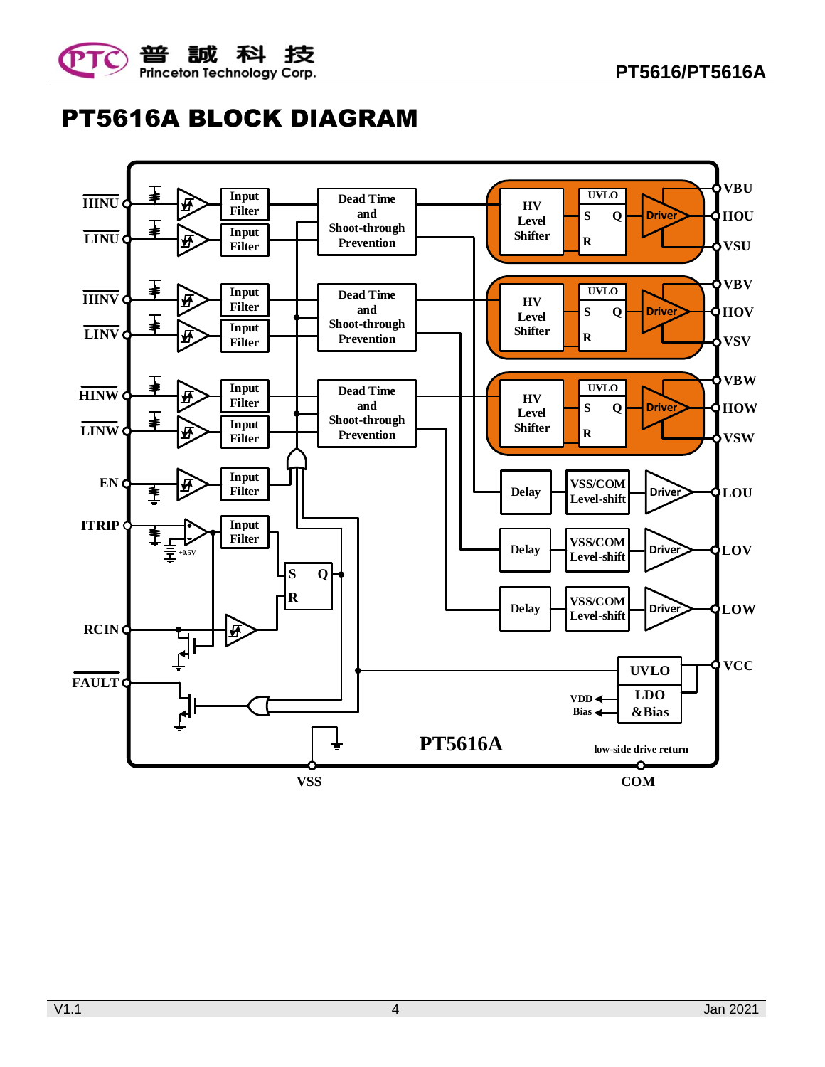# PT5616A BLOCK DIAGRAM

HINU
LINU
HINV
LINV
HINW
LINW
EN
ITRIP
RCIN
FAULT

Input Filter
Input Filter
Input Filter
Input Filter
Input Filter
Input Filter
Input Filter
Input Filter

+0.5V

Dead Time and Shoot-through Prevention
Dead Time and Shoot-through Prevention
Dead Time and Shoot-through Prevention

HV Level Shifter
HV Level Shifter
HV Level Shifter

UVLO S Q R
UVLO S Q R
UVLO S Q R

Driver
Driver
Driver

VBU
HOU
VSU
VBV
HOV
VSV
VBW
HOW
VSW

Delay — VSS/COM Level-shift — Driver — LOU
Delay — VSS/COM Level-shift — Driver — LOV
Delay — VSS/COM Level-shift — Driver — LOW

S Q R

UVLO
LDO &Bias
VDD
Bias

VCC

PT5616A

low-side drive return

VSS
COM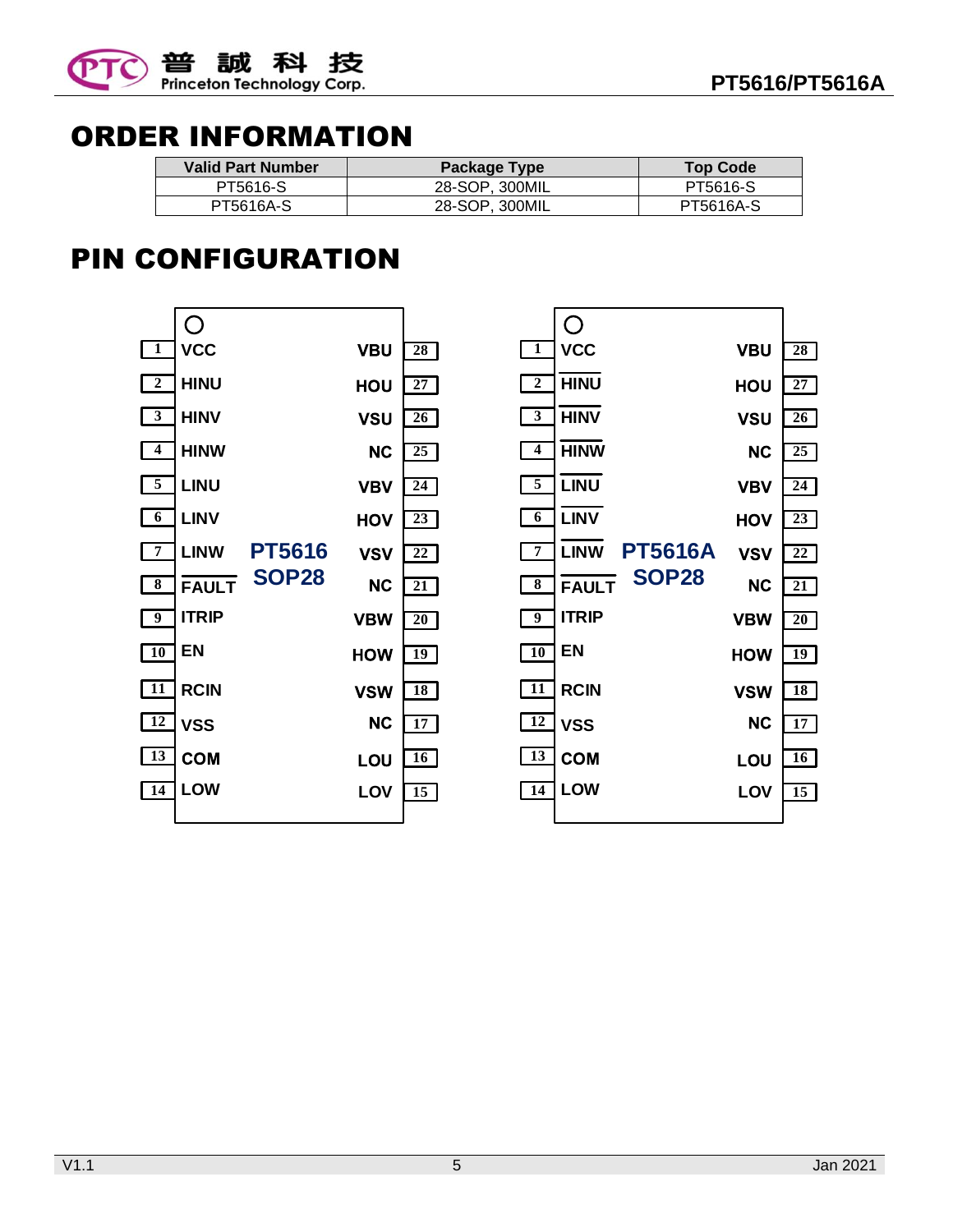## ORDER INFORMATION

| Valid Part Number | Package Type | Top Code |
|---|---|---|
| PT5616-S | 28-SOP, 300MIL | PT5616-S |
| PT5616A-S | 28-SOP, 300MIL | PT5616A-S |

## PIN CONFIGURATION

**PT5616 SOP28**

| Pin | Name | Name | Pin |
|---|---|---|---|
| 1 | VCC | VBU | 28 |
| 2 | HINU | HOU | 27 |
| 3 | HINV | VSU | 26 |
| 4 | HINW | NC | 25 |
| 5 | LINU | VBV | 24 |
| 6 | LINV | HOV | 23 |
| 7 | LINW | VSV | 22 |
| 8 | $\overline{\text{FAULT}}$ | NC | 21 |
| 9 | ITRIP | VBW | 20 |
| 10 | EN | HOW | 19 |
| 11 | RCIN | VSW | 18 |
| 12 | VSS | NC | 17 |
| 13 | COM | LOU | 16 |
| 14 | LOW | LOV | 15 |

**PT5616A SOP28**

| Pin | Name | Name | Pin |
|---|---|---|---|
| 1 | VCC | VBU | 28 |
| 2 | $\overline{\text{HINU}}$ | HOU | 27 |
| 3 | $\overline{\text{HINV}}$ | VSU | 26 |
| 4 | $\overline{\text{HINW}}$ | NC | 25 |
| 5 | $\overline{\text{LINU}}$ | VBV | 24 |
| 6 | $\overline{\text{LINV}}$ | HOV | 23 |
| 7 | $\overline{\text{LINW}}$ | VSV | 22 |
| 8 | $\overline{\text{FAULT}}$ | NC | 21 |
| 9 | ITRIP | VBW | 20 |
| 10 | EN | HOW | 19 |
| 11 | RCIN | VSW | 18 |
| 12 | VSS | NC | 17 |
| 13 | COM | LOU | 16 |
| 14 | LOW | LOV | 15 |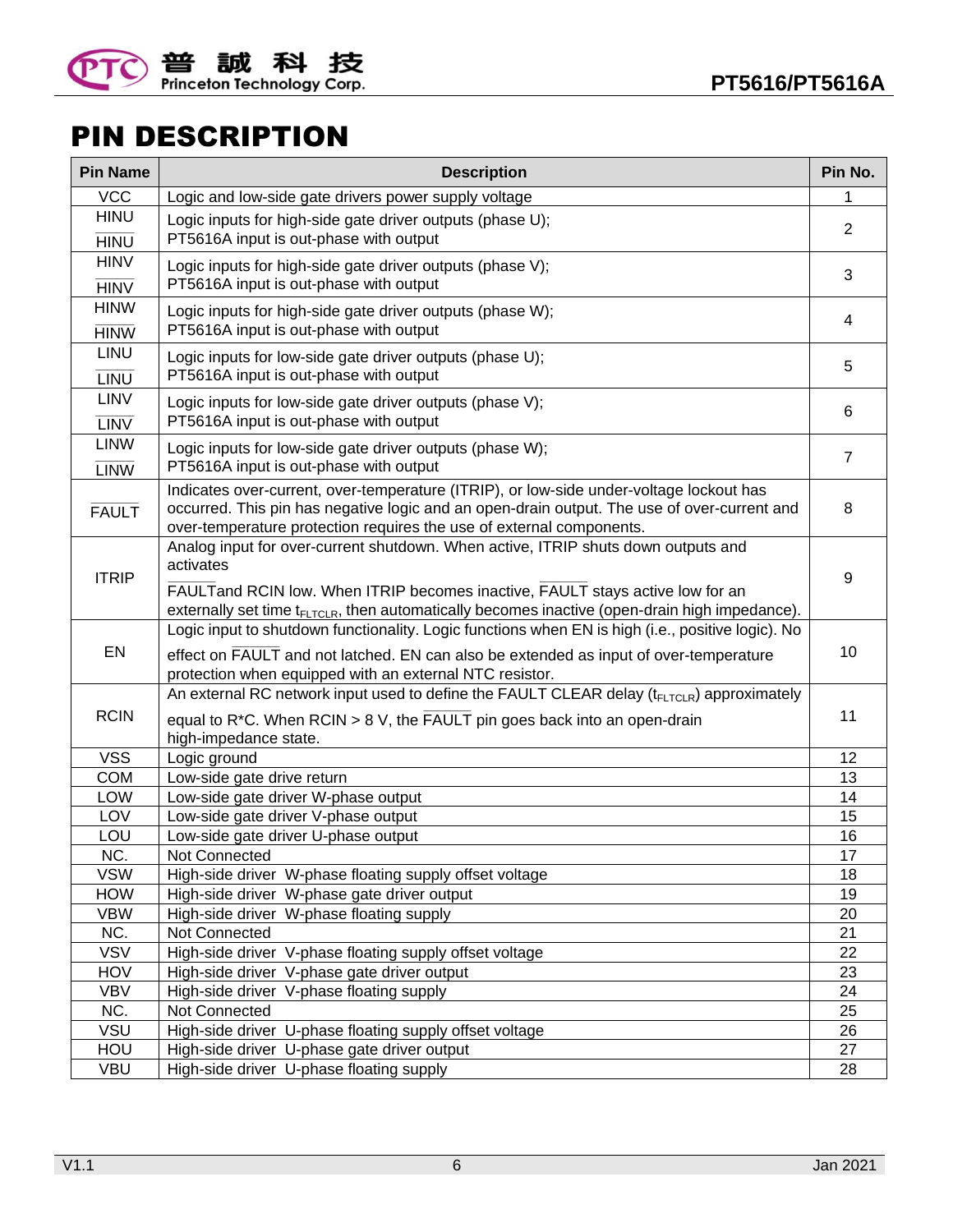# PIN DESCRIPTION

| Pin Name | Description | Pin No. |
|---|---|---|
| VCC | Logic and low-side gate drivers power supply voltage | 1 |
| HINU<br>$\overline{\text{HINU}}$ | Logic inputs for high-side gate driver outputs (phase U);<br>PT5616A input is out-phase with output | 2 |
| HINV<br>$\overline{\text{HINV}}$ | Logic inputs for high-side gate driver outputs (phase V);<br>PT5616A input is out-phase with output | 3 |
| HINW<br>$\overline{\text{HINW}}$ | Logic inputs for high-side gate driver outputs (phase W);<br>PT5616A input is out-phase with output | 4 |
| LINU<br>$\overline{\text{LINU}}$ | Logic inputs for low-side gate driver outputs (phase U);<br>PT5616A input is out-phase with output | 5 |
| LINV<br>$\overline{\text{LINV}}$ | Logic inputs for low-side gate driver outputs (phase V);<br>PT5616A input is out-phase with output | 6 |
| LINW<br>$\overline{\text{LINW}}$ | Logic inputs for low-side gate driver outputs (phase W);<br>PT5616A input is out-phase with output | 7 |
| $\overline{\text{FAULT}}$ | Indicates over-current, over-temperature (ITRIP), or low-side under-voltage lockout has occurred. This pin has negative logic and an open-drain output. The use of over-current and over-temperature protection requires the use of external components. | 8 |
| ITRIP | Analog input for over-current shutdown. When active, ITRIP shuts down outputs and activates<br>$\overline{\text{FAULT}}$and RCIN low. When ITRIP becomes inactive, $\overline{\text{FAULT}}$ stays active low for an externally set time $t_{FLTCLR}$, then automatically becomes inactive (open-drain high impedance). | 9 |
| EN | Logic input to shutdown functionality. Logic functions when EN is high (i.e., positive logic). No effect on $\overline{\text{FAULT}}$ and not latched. EN can also be extended as input of over-temperature protection when equipped with an external NTC resistor. | 10 |
| RCIN | An external RC network input used to define the FAULT CLEAR delay ($t_{FLTCLR}$) approximately equal to R*C. When RCIN > 8 V, the $\overline{\text{FAULT}}$ pin goes back into an open-drain high-impedance state. | 11 |
| VSS | Logic ground | 12 |
| COM | Low-side gate drive return | 13 |
| LOW | Low-side gate driver W-phase output | 14 |
| LOV | Low-side gate driver V-phase output | 15 |
| LOU | Low-side gate driver U-phase output | 16 |
| NC. | Not Connected | 17 |
| VSW | High-side driver W-phase floating supply offset voltage | 18 |
| HOW | High-side driver W-phase gate driver output | 19 |
| VBW | High-side driver W-phase floating supply | 20 |
| NC. | Not Connected | 21 |
| VSV | High-side driver V-phase floating supply offset voltage | 22 |
| HOV | High-side driver V-phase gate driver output | 23 |
| VBV | High-side driver V-phase floating supply | 24 |
| NC. | Not Connected | 25 |
| VSU | High-side driver U-phase floating supply offset voltage | 26 |
| HOU | High-side driver U-phase gate driver output | 27 |
| VBU | High-side driver U-phase floating supply | 28 |